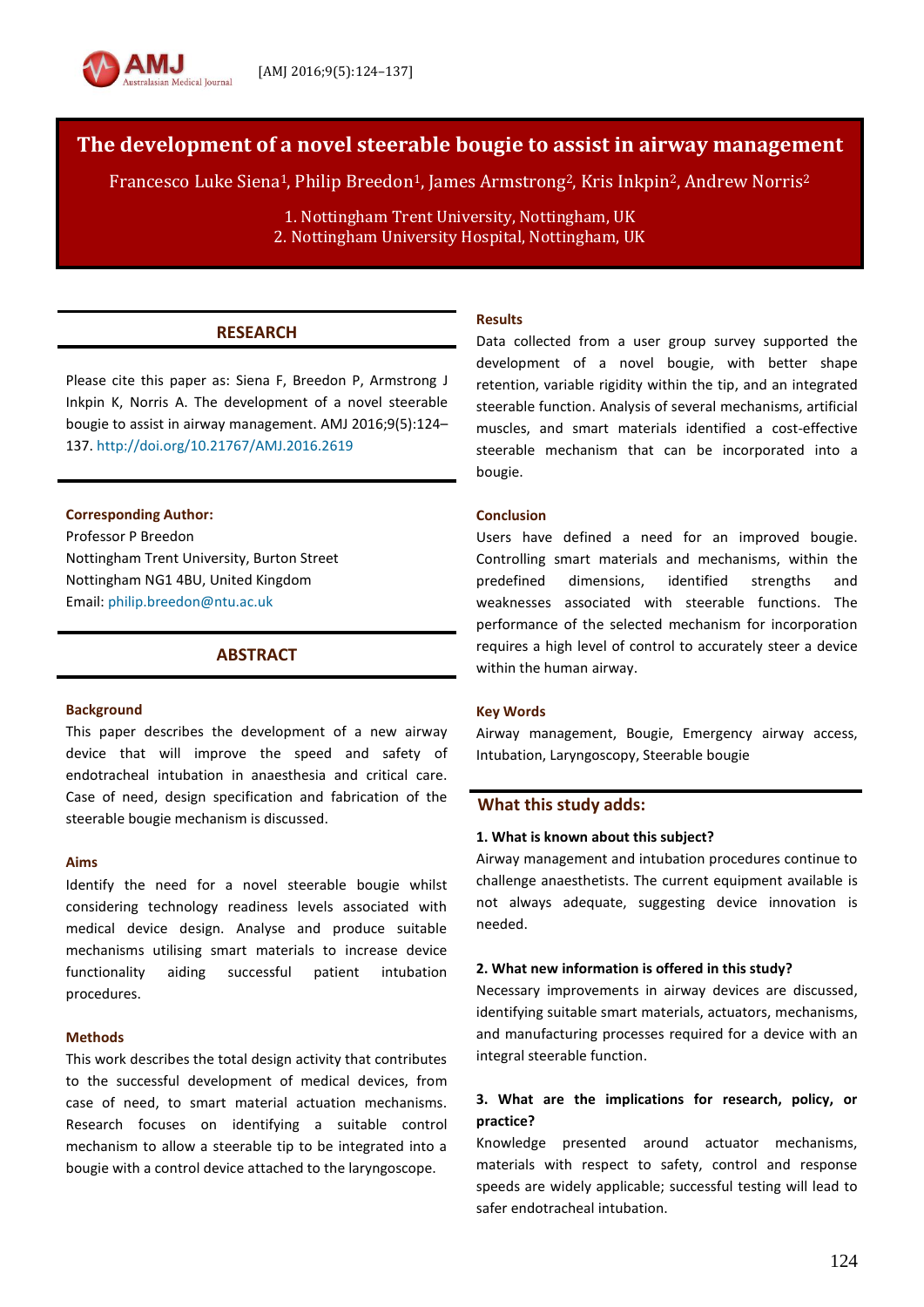# The development of a novel steerable bougie to assist in airway management

Francesco Luke Siena[1], Philip Breedon[1], James Armstrong[2], Kris Inkpin[2], Andrew Norris[2]

1. Nottingham Trent University, Nottingham, UK
2. Nottingham University Hospital, Nottingham, UK

## RESEARCH

Please cite this paper as: Siena F, Breedon P, Armstrong J Inkpin K, Norris A. The development of a novel steerable bougie to assist in airway management. AMJ 2016;9(5):124–137. http://doi.org/10.21767/AMJ.2016.2619

**Corresponding Author:**
Professor P Breedon
Nottingham Trent University, Burton Street
Nottingham NG1 4BU, United Kingdom
Email: philip.breedon@ntu.ac.uk

## ABSTRACT

### Background

This paper describes the development of a new airway device that will improve the speed and safety of endotracheal intubation in anaesthesia and critical care. Case of need, design specification and fabrication of the steerable bougie mechanism is discussed.

### Aims

Identify the need for a novel steerable bougie whilst considering technology readiness levels associated with medical device design. Analyse and produce suitable mechanisms utilising smart materials to increase device functionality aiding successful patient intubation procedures.

### Methods

This work describes the total design activity that contributes to the successful development of medical devices, from case of need, to smart material actuation mechanisms. Research focuses on identifying a suitable control mechanism to allow a steerable tip to be integrated into a bougie with a control device attached to the laryngoscope.

### Results

Data collected from a user group survey supported the development of a novel bougie, with better shape retention, variable rigidity within the tip, and an integrated steerable function. Analysis of several mechanisms, artificial muscles, and smart materials identified a cost-effective steerable mechanism that can be incorporated into a bougie.

### Conclusion

Users have defined a need for an improved bougie. Controlling smart materials and mechanisms, within the predefined dimensions, identified strengths and weaknesses associated with steerable functions. The performance of the selected mechanism for incorporation requires a high level of control to accurately steer a device within the human airway.

### Key Words

Airway management, Bougie, Emergency airway access, Intubation, Laryngoscopy, Steerable bougie

## What this study adds:

**1. What is known about this subject?**

Airway management and intubation procedures continue to challenge anaesthetists. The current equipment available is not always adequate, suggesting device innovation is needed.

**2. What new information is offered in this study?**

Necessary improvements in airway devices are discussed, identifying suitable smart materials, actuators, mechanisms, and manufacturing processes required for a device with an integral steerable function.

**3. What are the implications for research, policy, or practice?**

Knowledge presented around actuator mechanisms, materials with respect to safety, control and response speeds are widely applicable; successful testing will lead to safer endotracheal intubation.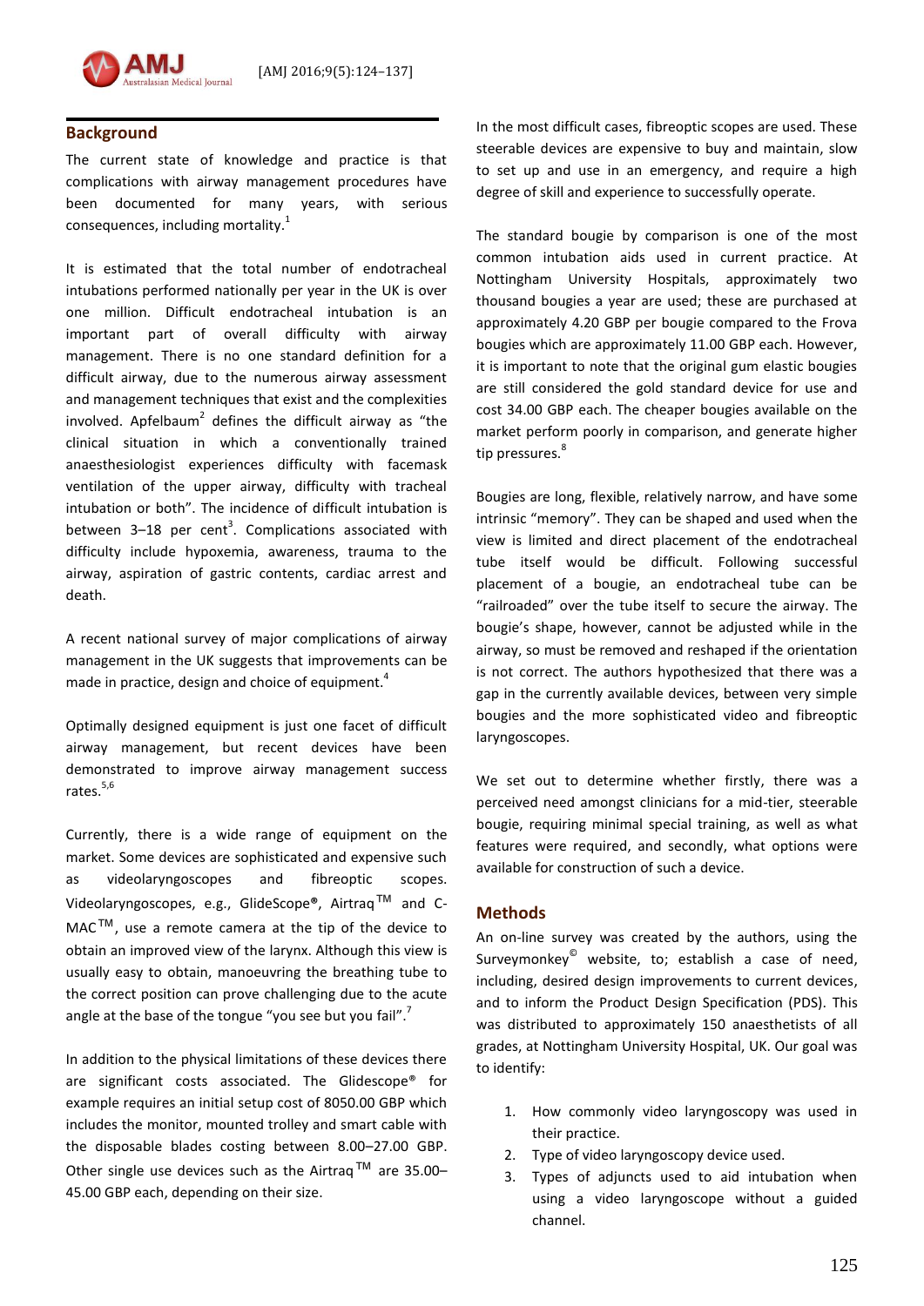## Background

The current state of knowledge and practice is that complications with airway management procedures have been documented for many years, with serious consequences, including mortality.[1]

It is estimated that the total number of endotracheal intubations performed nationally per year in the UK is over one million. Difficult endotracheal intubation is an important part of overall difficulty with airway management. There is no one standard definition for a difficult airway, due to the numerous airway assessment and management techniques that exist and the complexities involved. Apfelbaum[2] defines the difficult airway as "the clinical situation in which a conventionally trained anaesthesiologist experiences difficulty with facemask ventilation of the upper airway, difficulty with tracheal intubation or both". The incidence of difficult intubation is between 3–18 per cent[3]. Complications associated with difficulty include hypoxemia, awareness, trauma to the airway, aspiration of gastric contents, cardiac arrest and death.

A recent national survey of major complications of airway management in the UK suggests that improvements can be made in practice, design and choice of equipment.[4]

Optimally designed equipment is just one facet of difficult airway management, but recent devices have been demonstrated to improve airway management success rates.[5,6]

Currently, there is a wide range of equipment on the market. Some devices are sophisticated and expensive such as videolaryngoscopes and fibreoptic scopes. Videolaryngoscopes, e.g., GlideScope®, Airtraq™ and C-MAC™, use a remote camera at the tip of the device to obtain an improved view of the larynx. Although this view is usually easy to obtain, manoeuvring the breathing tube to the correct position can prove challenging due to the acute angle at the base of the tongue "you see but you fail".[7]

In addition to the physical limitations of these devices there are significant costs associated. The Glidescope® for example requires an initial setup cost of 8050.00 GBP which includes the monitor, mounted trolley and smart cable with the disposable blades costing between 8.00–27.00 GBP. Other single use devices such as the Airtraq™ are 35.00–45.00 GBP each, depending on their size.

In the most difficult cases, fibreoptic scopes are used. These steerable devices are expensive to buy and maintain, slow to set up and use in an emergency, and require a high degree of skill and experience to successfully operate.

The standard bougie by comparison is one of the most common intubation aids used in current practice. At Nottingham University Hospitals, approximately two thousand bougies a year are used; these are purchased at approximately 4.20 GBP per bougie compared to the Frova bougies which are approximately 11.00 GBP each. However, it is important to note that the original gum elastic bougies are still considered the gold standard device for use and cost 34.00 GBP each. The cheaper bougies available on the market perform poorly in comparison, and generate higher tip pressures.[8]

Bougies are long, flexible, relatively narrow, and have some intrinsic "memory". They can be shaped and used when the view is limited and direct placement of the endotracheal tube itself would be difficult. Following successful placement of a bougie, an endotracheal tube can be "railroaded" over the tube itself to secure the airway. The bougie's shape, however, cannot be adjusted while in the airway, so must be removed and reshaped if the orientation is not correct. The authors hypothesized that there was a gap in the currently available devices, between very simple bougies and the more sophisticated video and fibreoptic laryngoscopes.

We set out to determine whether firstly, there was a perceived need amongst clinicians for a mid-tier, steerable bougie, requiring minimal special training, as well as what features were required, and secondly, what options were available for construction of such a device.

## Methods

An on-line survey was created by the authors, using the Surveymonkey© website, to; establish a case of need, including, desired design improvements to current devices, and to inform the Product Design Specification (PDS). This was distributed to approximately 150 anaesthetists of all grades, at Nottingham University Hospital, UK. Our goal was to identify:

1. How commonly video laryngoscopy was used in their practice.
2. Type of video laryngoscopy device used.
3. Types of adjuncts used to aid intubation when using a video laryngoscope without a guided channel.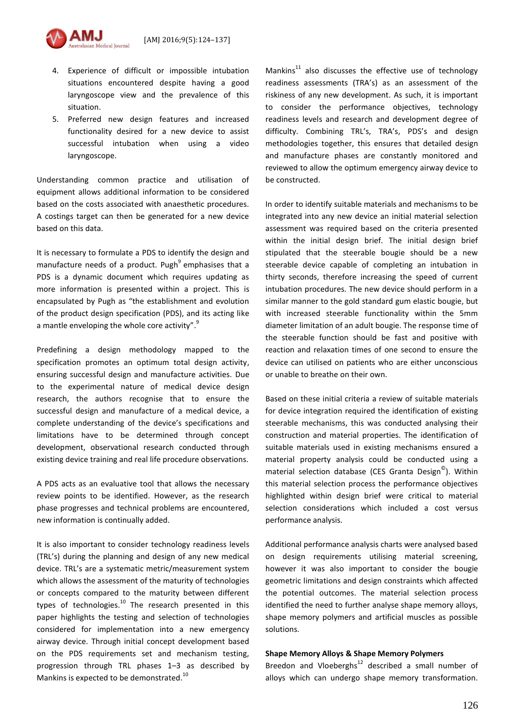4. Experience of difficult or impossible intubation situations encountered despite having a good laryngoscope view and the prevalence of this situation.
5. Preferred new design features and increased functionality desired for a new device to assist successful intubation when using a video laryngoscope.

Understanding common practice and utilisation of equipment allows additional information to be considered based on the costs associated with anaesthetic procedures. A costings target can then be generated for a new device based on this data.

It is necessary to formulate a PDS to identify the design and manufacture needs of a product. Pugh[9] emphasises that a PDS is a dynamic document which requires updating as more information is presented within a project. This is encapsulated by Pugh as "the establishment and evolution of the product design specification (PDS), and its acting like a mantle enveloping the whole core activity".[9]

Predefining a design methodology mapped to the specification promotes an optimum total design activity, ensuring successful design and manufacture activities. Due to the experimental nature of medical device design research, the authors recognise that to ensure the successful design and manufacture of a medical device, a complete understanding of the device's specifications and limitations have to be determined through concept development, observational research conducted through existing device training and real life procedure observations.

A PDS acts as an evaluative tool that allows the necessary review points to be identified. However, as the research phase progresses and technical problems are encountered, new information is continually added.

It is also important to consider technology readiness levels (TRL's) during the planning and design of any new medical device. TRL's are a systematic metric/measurement system which allows the assessment of the maturity of technologies or concepts compared to the maturity between different types of technologies.[10] The research presented in this paper highlights the testing and selection of technologies considered for implementation into a new emergency airway device. Through initial concept development based on the PDS requirements set and mechanism testing, progression through TRL phases 1–3 as described by Mankins is expected to be demonstrated.[10]

Mankins[11] also discusses the effective use of technology readiness assessments (TRA's) as an assessment of the riskiness of any new development. As such, it is important to consider the performance objectives, technology readiness levels and research and development degree of difficulty. Combining TRL's, TRA's, PDS's and design methodologies together, this ensures that detailed design and manufacture phases are constantly monitored and reviewed to allow the optimum emergency airway device to be constructed.

In order to identify suitable materials and mechanisms to be integrated into any new device an initial material selection assessment was required based on the criteria presented within the initial design brief. The initial design brief stipulated that the steerable bougie should be a new steerable device capable of completing an intubation in thirty seconds, therefore increasing the speed of current intubation procedures. The new device should perform in a similar manner to the gold standard gum elastic bougie, but with increased steerable functionality within the 5mm diameter limitation of an adult bougie. The response time of the steerable function should be fast and positive with reaction and relaxation times of one second to ensure the device can utilised on patients who are either unconscious or unable to breathe on their own.

Based on these initial criteria a review of suitable materials for device integration required the identification of existing steerable mechanisms, this was conducted analysing their construction and material properties. The identification of suitable materials used in existing mechanisms ensured a material property analysis could be conducted using a material selection database (CES Granta Design©). Within this material selection process the performance objectives highlighted within design brief were critical to material selection considerations which included a cost versus performance analysis.

Additional performance analysis charts were analysed based on design requirements utilising material screening, however it was also important to consider the bougie geometric limitations and design constraints which affected the potential outcomes. The material selection process identified the need to further analyse shape memory alloys, shape memory polymers and artificial muscles as possible solutions.

**Shape Memory Alloys & Shape Memory Polymers**

Breedon and Vloeberghs[12] described a small number of alloys which can undergo shape memory transformation.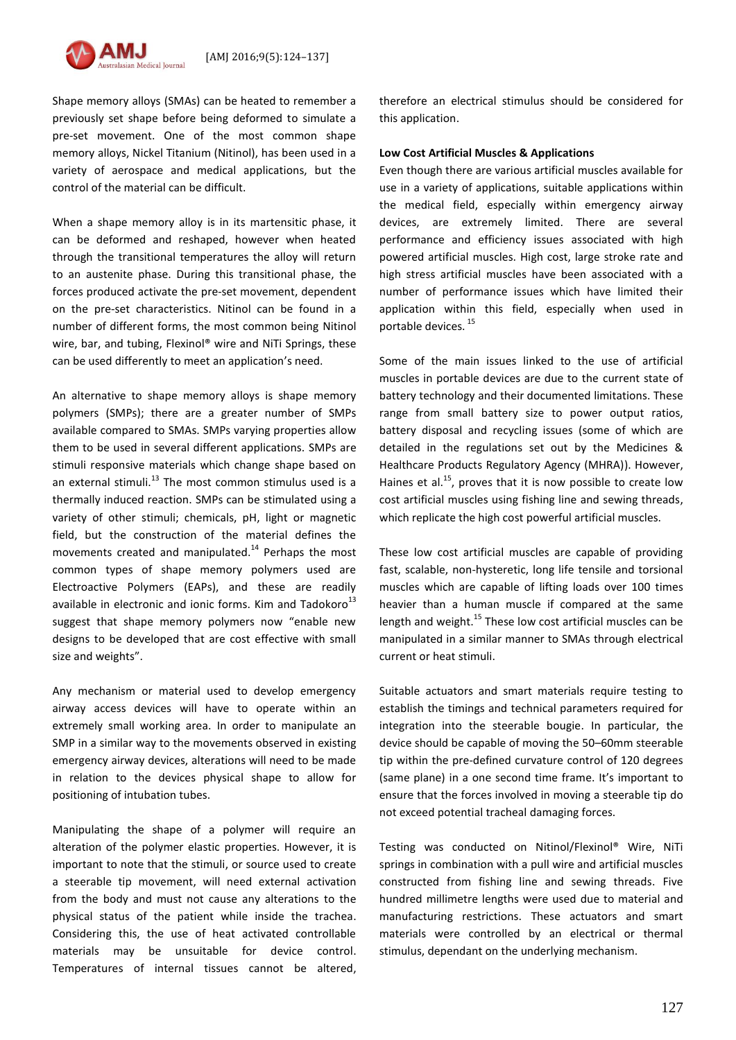Shape memory alloys (SMAs) can be heated to remember a previously set shape before being deformed to simulate a pre-set movement. One of the most common shape memory alloys, Nickel Titanium (Nitinol), has been used in a variety of aerospace and medical applications, but the control of the material can be difficult.

When a shape memory alloy is in its martensitic phase, it can be deformed and reshaped, however when heated through the transitional temperatures the alloy will return to an austenite phase. During this transitional phase, the forces produced activate the pre-set movement, dependent on the pre-set characteristics. Nitinol can be found in a number of different forms, the most common being Nitinol wire, bar, and tubing, Flexinol® wire and NiTi Springs, these can be used differently to meet an application's need.

An alternative to shape memory alloys is shape memory polymers (SMPs); there are a greater number of SMPs available compared to SMAs. SMPs varying properties allow them to be used in several different applications. SMPs are stimuli responsive materials which change shape based on an external stimuli.[13] The most common stimulus used is a thermally induced reaction. SMPs can be stimulated using a variety of other stimuli; chemicals, pH, light or magnetic field, but the construction of the material defines the movements created and manipulated.[14] Perhaps the most common types of shape memory polymers used are Electroactive Polymers (EAPs), and these are readily available in electronic and ionic forms. Kim and Tadokoro[13] suggest that shape memory polymers now "enable new designs to be developed that are cost effective with small size and weights".

Any mechanism or material used to develop emergency airway access devices will have to operate within an extremely small working area. In order to manipulate an SMP in a similar way to the movements observed in existing emergency airway devices, alterations will need to be made in relation to the devices physical shape to allow for positioning of intubation tubes.

Manipulating the shape of a polymer will require an alteration of the polymer elastic properties. However, it is important to note that the stimuli, or source used to create a steerable tip movement, will need external activation from the body and must not cause any alterations to the physical status of the patient while inside the trachea. Considering this, the use of heat activated controllable materials may be unsuitable for device control. Temperatures of internal tissues cannot be altered, therefore an electrical stimulus should be considered for this application.

**Low Cost Artificial Muscles & Applications**

Even though there are various artificial muscles available for use in a variety of applications, suitable applications within the medical field, especially within emergency airway devices, are extremely limited. There are several performance and efficiency issues associated with high powered artificial muscles. High cost, large stroke rate and high stress artificial muscles have been associated with a number of performance issues which have limited their application within this field, especially when used in portable devices.[15]

Some of the main issues linked to the use of artificial muscles in portable devices are due to the current state of battery technology and their documented limitations. These range from small battery size to power output ratios, battery disposal and recycling issues (some of which are detailed in the regulations set out by the Medicines & Healthcare Products Regulatory Agency (MHRA)). However, Haines et al.[15], proves that it is now possible to create low cost artificial muscles using fishing line and sewing threads, which replicate the high cost powerful artificial muscles.

These low cost artificial muscles are capable of providing fast, scalable, non-hysteretic, long life tensile and torsional muscles which are capable of lifting loads over 100 times heavier than a human muscle if compared at the same length and weight.[15] These low cost artificial muscles can be manipulated in a similar manner to SMAs through electrical current or heat stimuli.

Suitable actuators and smart materials require testing to establish the timings and technical parameters required for integration into the steerable bougie. In particular, the device should be capable of moving the 50–60mm steerable tip within the pre-defined curvature control of 120 degrees (same plane) in a one second time frame. It's important to ensure that the forces involved in moving a steerable tip do not exceed potential tracheal damaging forces.

Testing was conducted on Nitinol/Flexinol® Wire, NiTi springs in combination with a pull wire and artificial muscles constructed from fishing line and sewing threads. Five hundred millimetre lengths were used due to material and manufacturing restrictions. These actuators and smart materials were controlled by an electrical or thermal stimulus, dependant on the underlying mechanism.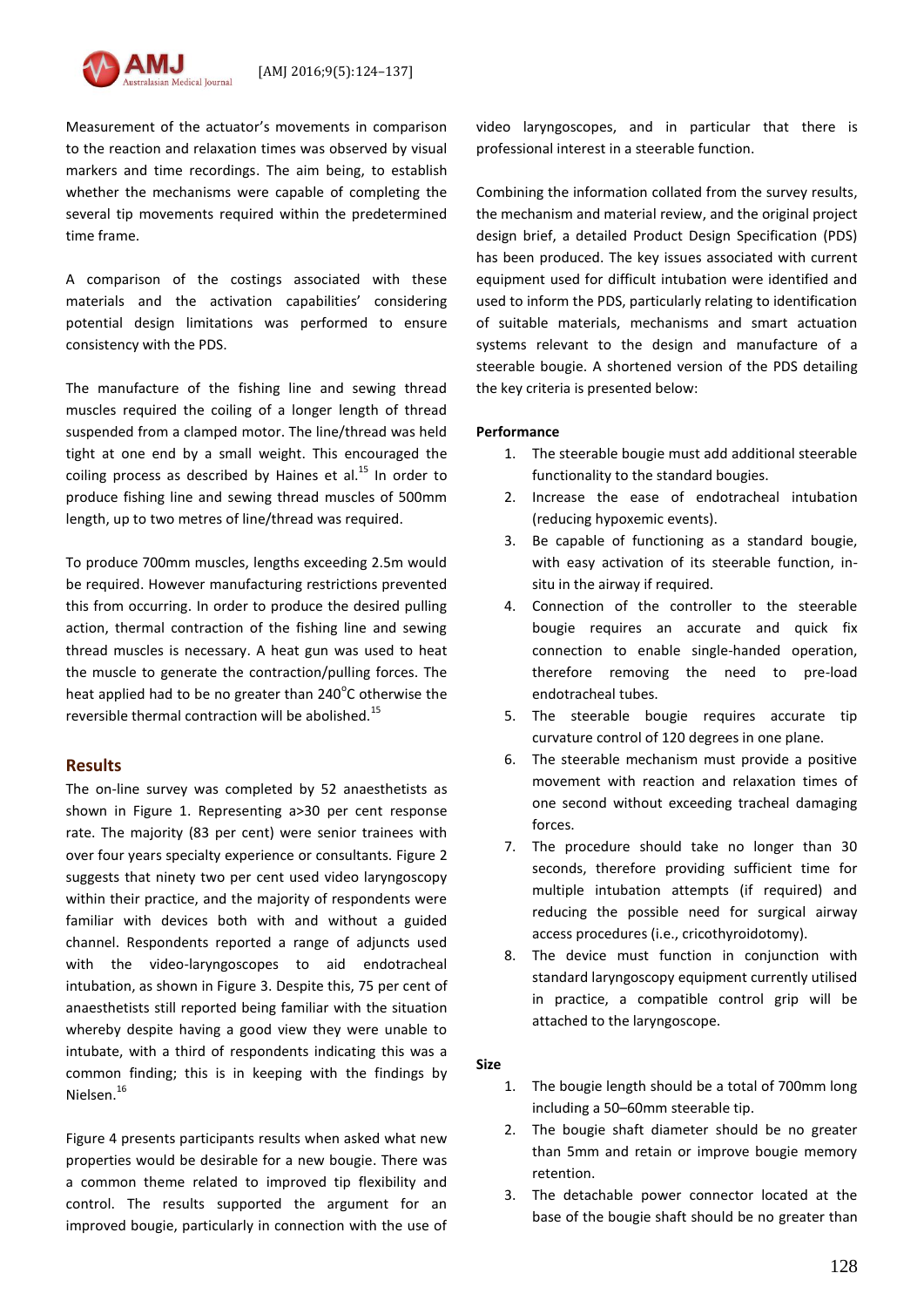Measurement of the actuator's movements in comparison to the reaction and relaxation times was observed by visual markers and time recordings. The aim being, to establish whether the mechanisms were capable of completing the several tip movements required within the predetermined time frame.

A comparison of the costings associated with these materials and the activation capabilities' considering potential design limitations was performed to ensure consistency with the PDS.

The manufacture of the fishing line and sewing thread muscles required the coiling of a longer length of thread suspended from a clamped motor. The line/thread was held tight at one end by a small weight. This encouraged the coiling process as described by Haines et al.[15] In order to produce fishing line and sewing thread muscles of 500mm length, up to two metres of line/thread was required.

To produce 700mm muscles, lengths exceeding 2.5m would be required. However manufacturing restrictions prevented this from occurring. In order to produce the desired pulling action, thermal contraction of the fishing line and sewing thread muscles is necessary. A heat gun was used to heat the muscle to generate the contraction/pulling forces. The heat applied had to be no greater than 240°C otherwise the reversible thermal contraction will be abolished.[15]

## Results

The on-line survey was completed by 52 anaesthetists as shown in Figure 1. Representing a>30 per cent response rate. The majority (83 per cent) were senior trainees with over four years specialty experience or consultants. Figure 2 suggests that ninety two per cent used video laryngoscopy within their practice, and the majority of respondents were familiar with devices both with and without a guided channel. Respondents reported a range of adjuncts used with the video-laryngoscopes to aid endotracheal intubation, as shown in Figure 3. Despite this, 75 per cent of anaesthetists still reported being familiar with the situation whereby despite having a good view they were unable to intubate, with a third of respondents indicating this was a common finding; this is in keeping with the findings by Nielsen.[16]

Figure 4 presents participants results when asked what new properties would be desirable for a new bougie. There was a common theme related to improved tip flexibility and control. The results supported the argument for an improved bougie, particularly in connection with the use of video laryngoscopes, and in particular that there is professional interest in a steerable function.

Combining the information collated from the survey results, the mechanism and material review, and the original project design brief, a detailed Product Design Specification (PDS) has been produced. The key issues associated with current equipment used for difficult intubation were identified and used to inform the PDS, particularly relating to identification of suitable materials, mechanisms and smart actuation systems relevant to the design and manufacture of a steerable bougie. A shortened version of the PDS detailing the key criteria is presented below:

**Performance**

1. The steerable bougie must add additional steerable functionality to the standard bougies.
2. Increase the ease of endotracheal intubation (reducing hypoxemic events).
3. Be capable of functioning as a standard bougie, with easy activation of its steerable function, in-situ in the airway if required.
4. Connection of the controller to the steerable bougie requires an accurate and quick fix connection to enable single-handed operation, therefore removing the need to pre-load endotracheal tubes.
5. The steerable bougie requires accurate tip curvature control of 120 degrees in one plane.
6. The steerable mechanism must provide a positive movement with reaction and relaxation times of one second without exceeding tracheal damaging forces.
7. The procedure should take no longer than 30 seconds, therefore providing sufficient time for multiple intubation attempts (if required) and reducing the possible need for surgical airway access procedures (i.e., cricothyroidotomy).
8. The device must function in conjunction with standard laryngoscopy equipment currently utilised in practice, a compatible control grip will be attached to the laryngoscope.

**Size**

1. The bougie length should be a total of 700mm long including a 50–60mm steerable tip.
2. The bougie shaft diameter should be no greater than 5mm and retain or improve bougie memory retention.
3. The detachable power connector located at the base of the bougie shaft should be no greater than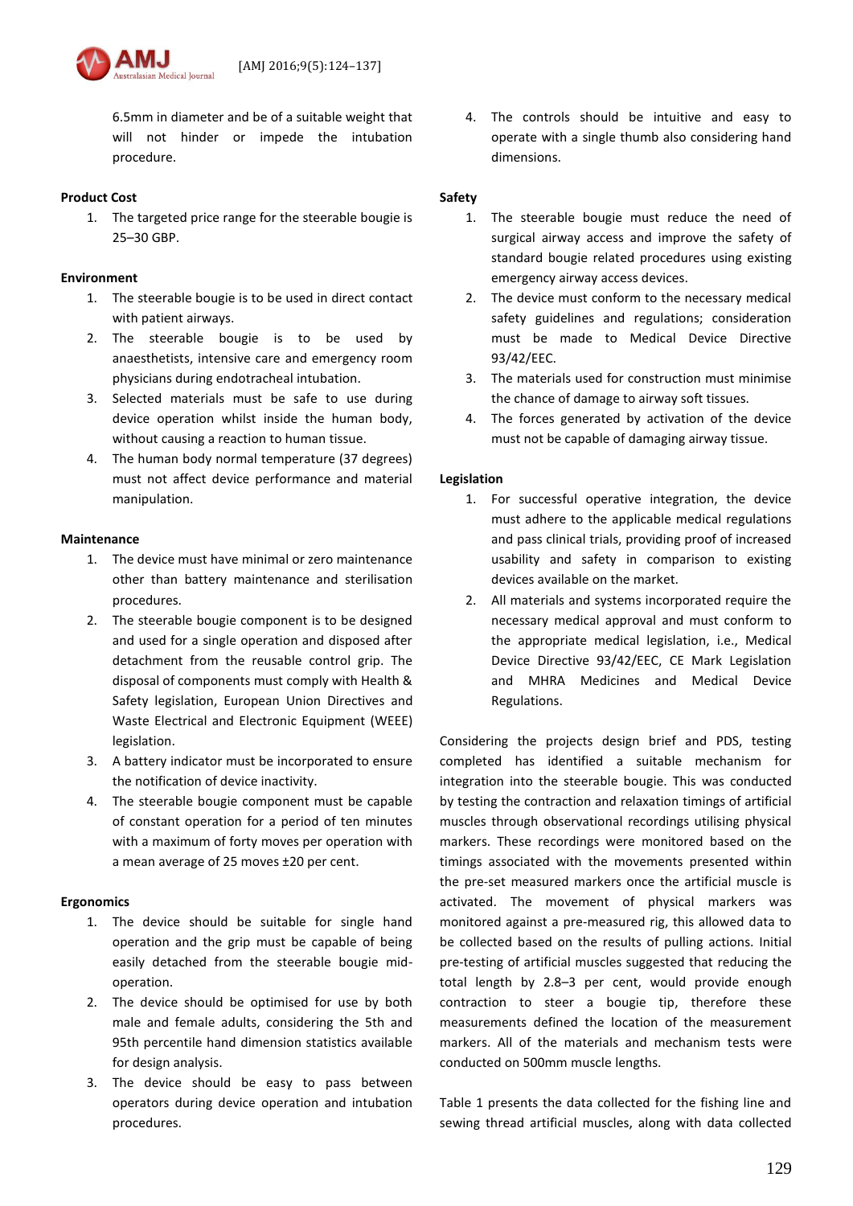6.5mm in diameter and be of a suitable weight that will not hinder or impede the intubation procedure.

**Product Cost**

1. The targeted price range for the steerable bougie is 25–30 GBP.

**Environment**

1. The steerable bougie is to be used in direct contact with patient airways.
2. The steerable bougie is to be used by anaesthetists, intensive care and emergency room physicians during endotracheal intubation.
3. Selected materials must be safe to use during device operation whilst inside the human body, without causing a reaction to human tissue.
4. The human body normal temperature (37 degrees) must not affect device performance and material manipulation.

**Maintenance**

1. The device must have minimal or zero maintenance other than battery maintenance and sterilisation procedures.
2. The steerable bougie component is to be designed and used for a single operation and disposed after detachment from the reusable control grip. The disposal of components must comply with Health & Safety legislation, European Union Directives and Waste Electrical and Electronic Equipment (WEEE) legislation.
3. A battery indicator must be incorporated to ensure the notification of device inactivity.
4. The steerable bougie component must be capable of constant operation for a period of ten minutes with a maximum of forty moves per operation with a mean average of 25 moves ±20 per cent.

**Ergonomics**

1. The device should be suitable for single hand operation and the grip must be capable of being easily detached from the steerable bougie mid-operation.
2. The device should be optimised for use by both male and female adults, considering the 5th and 95th percentile hand dimension statistics available for design analysis.
3. The device should be easy to pass between operators during device operation and intubation procedures.
4. The controls should be intuitive and easy to operate with a single thumb also considering hand dimensions.

**Safety**

1. The steerable bougie must reduce the need of surgical airway access and improve the safety of standard bougie related procedures using existing emergency airway access devices.
2. The device must conform to the necessary medical safety guidelines and regulations; consideration must be made to Medical Device Directive 93/42/EEC.
3. The materials used for construction must minimise the chance of damage to airway soft tissues.
4. The forces generated by activation of the device must not be capable of damaging airway tissue.

**Legislation**

1. For successful operative integration, the device must adhere to the applicable medical regulations and pass clinical trials, providing proof of increased usability and safety in comparison to existing devices available on the market.
2. All materials and systems incorporated require the necessary medical approval and must conform to the appropriate medical legislation, i.e., Medical Device Directive 93/42/EEC, CE Mark Legislation and MHRA Medicines and Medical Device Regulations.

Considering the projects design brief and PDS, testing completed has identified a suitable mechanism for integration into the steerable bougie. This was conducted by testing the contraction and relaxation timings of artificial muscles through observational recordings utilising physical markers. These recordings were monitored based on the timings associated with the movements presented within the pre-set measured markers once the artificial muscle is activated. The movement of physical markers was monitored against a pre-measured rig, this allowed data to be collected based on the results of pulling actions. Initial pre-testing of artificial muscles suggested that reducing the total length by 2.8–3 per cent, would provide enough contraction to steer a bougie tip, therefore these measurements defined the location of the measurement markers. All of the materials and mechanism tests were conducted on 500mm muscle lengths.

Table 1 presents the data collected for the fishing line and sewing thread artificial muscles, along with data collected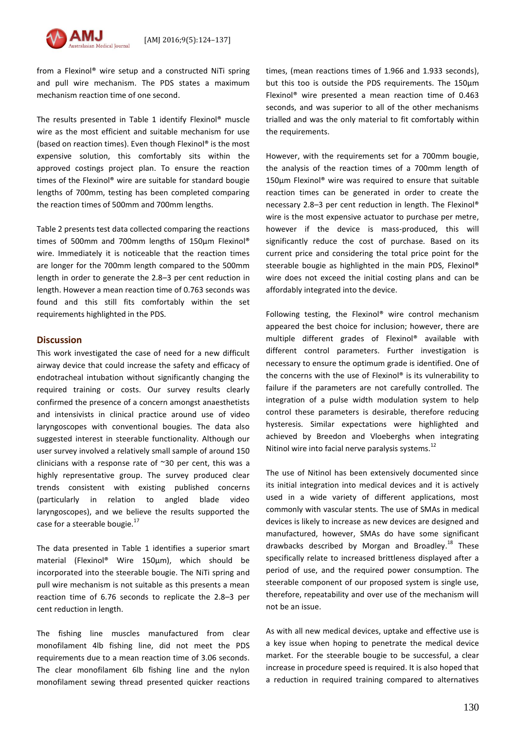from a Flexinol® wire setup and a constructed NiTi spring and pull wire mechanism. The PDS states a maximum mechanism reaction time of one second.

The results presented in Table 1 identify Flexinol® muscle wire as the most efficient and suitable mechanism for use (based on reaction times). Even though Flexinol® is the most expensive solution, this comfortably sits within the approved costings project plan. To ensure the reaction times of the Flexinol® wire are suitable for standard bougie lengths of 700mm, testing has been completed comparing the reaction times of 500mm and 700mm lengths.

Table 2 presents test data collected comparing the reactions times of 500mm and 700mm lengths of 150µm Flexinol® wire. Immediately it is noticeable that the reaction times are longer for the 700mm length compared to the 500mm length in order to generate the 2.8–3 per cent reduction in length. However a mean reaction time of 0.763 seconds was found and this still fits comfortably within the set requirements highlighted in the PDS.

## Discussion

This work investigated the case of need for a new difficult airway device that could increase the safety and efficacy of endotracheal intubation without significantly changing the required training or costs. Our survey results clearly confirmed the presence of a concern amongst anaesthetists and intensivists in clinical practice around use of video laryngoscopes with conventional bougies. The data also suggested interest in steerable functionality. Although our user survey involved a relatively small sample of around 150 clinicians with a response rate of ~30 per cent, this was a highly representative group. The survey produced clear trends consistent with existing published concerns (particularly in relation to angled blade video laryngoscopes), and we believe the results supported the case for a steerable bougie.[17]

The data presented in Table 1 identifies a superior smart material (Flexinol® Wire 150µm), which should be incorporated into the steerable bougie. The NiTi spring and pull wire mechanism is not suitable as this presents a mean reaction time of 6.76 seconds to replicate the 2.8–3 per cent reduction in length.

The fishing line muscles manufactured from clear monofilament 4lb fishing line, did not meet the PDS requirements due to a mean reaction time of 3.06 seconds. The clear monofilament 6lb fishing line and the nylon monofilament sewing thread presented quicker reactions times, (mean reactions times of 1.966 and 1.933 seconds), but this too is outside the PDS requirements. The 150µm Flexinol® wire presented a mean reaction time of 0.463 seconds, and was superior to all of the other mechanisms trialled and was the only material to fit comfortably within the requirements.

However, with the requirements set for a 700mm bougie, the analysis of the reaction times of a 700mm length of 150µm Flexinol® wire was required to ensure that suitable reaction times can be generated in order to create the necessary 2.8–3 per cent reduction in length. The Flexinol® wire is the most expensive actuator to purchase per metre, however if the device is mass-produced, this will significantly reduce the cost of purchase. Based on its current price and considering the total price point for the steerable bougie as highlighted in the main PDS, Flexinol® wire does not exceed the initial costing plans and can be affordably integrated into the device.

Following testing, the Flexinol® wire control mechanism appeared the best choice for inclusion; however, there are multiple different grades of Flexinol® available with different control parameters. Further investigation is necessary to ensure the optimum grade is identified. One of the concerns with the use of Flexinol® is its vulnerability to failure if the parameters are not carefully controlled. The integration of a pulse width modulation system to help control these parameters is desirable, therefore reducing hysteresis. Similar expectations were highlighted and achieved by Breedon and Vloeberghs when integrating Nitinol wire into facial nerve paralysis systems.[12]

The use of Nitinol has been extensively documented since its initial integration into medical devices and it is actively used in a wide variety of different applications, most commonly with vascular stents. The use of SMAs in medical devices is likely to increase as new devices are designed and manufactured, however, SMAs do have some significant drawbacks described by Morgan and Broadley.[18] These specifically relate to increased brittleness displayed after a period of use, and the required power consumption. The steerable component of our proposed system is single use, therefore, repeatability and over use of the mechanism will not be an issue.

As with all new medical devices, uptake and effective use is a key issue when hoping to penetrate the medical device market. For the steerable bougie to be successful, a clear increase in procedure speed is required. It is also hoped that a reduction in required training compared to alternatives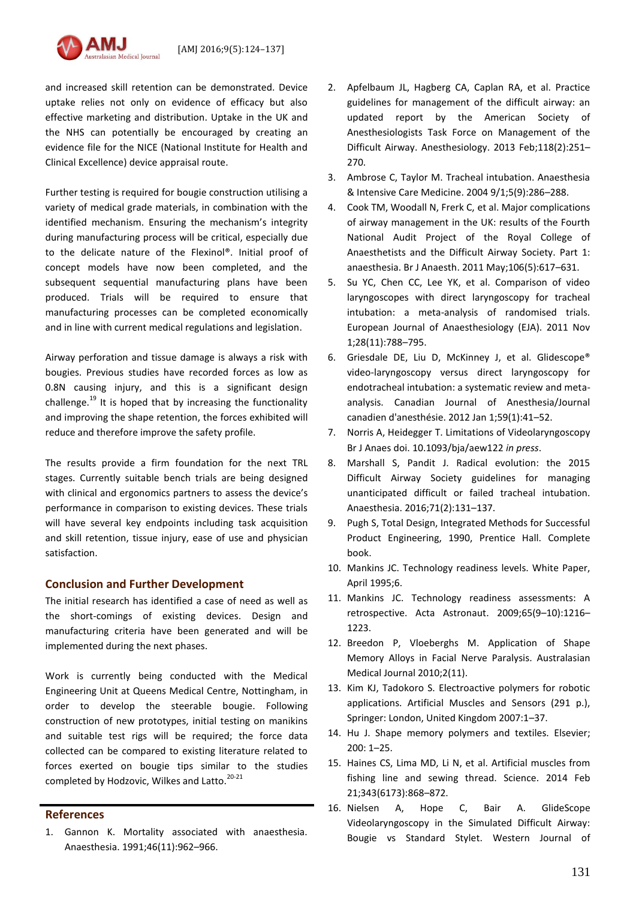and increased skill retention can be demonstrated. Device uptake relies not only on evidence of efficacy but also effective marketing and distribution. Uptake in the UK and the NHS can potentially be encouraged by creating an evidence file for the NICE (National Institute for Health and Clinical Excellence) device appraisal route.

Further testing is required for bougie construction utilising a variety of medical grade materials, in combination with the identified mechanism. Ensuring the mechanism's integrity during manufacturing process will be critical, especially due to the delicate nature of the Flexinol®. Initial proof of concept models have now been completed, and the subsequent sequential manufacturing plans have been produced. Trials will be required to ensure that manufacturing processes can be completed economically and in line with current medical regulations and legislation.

Airway perforation and tissue damage is always a risk with bougies. Previous studies have recorded forces as low as 0.8N causing injury, and this is a significant design challenge.[19] It is hoped that by increasing the functionality and improving the shape retention, the forces exhibited will reduce and therefore improve the safety profile.

The results provide a firm foundation for the next TRL stages. Currently suitable bench trials are being designed with clinical and ergonomics partners to assess the device's performance in comparison to existing devices. These trials will have several key endpoints including task acquisition and skill retention, tissue injury, ease of use and physician satisfaction.

## Conclusion and Further Development

The initial research has identified a case of need as well as the short-comings of existing devices. Design and manufacturing criteria have been generated and will be implemented during the next phases.

Work is currently being conducted with the Medical Engineering Unit at Queens Medical Centre, Nottingham, in order to develop the steerable bougie. Following construction of new prototypes, initial testing on manikins and suitable test rigs will be required; the force data collected can be compared to existing literature related to forces exerted on bougie tips similar to the studies completed by Hodzovic, Wilkes and Latto.[20-21]

## References

1. Gannon K. Mortality associated with anaesthesia. Anaesthesia. 1991;46(11):962–966.
2. Apfelbaum JL, Hagberg CA, Caplan RA, et al. Practice guidelines for management of the difficult airway: an updated report by the American Society of Anesthesiologists Task Force on Management of the Difficult Airway. Anesthesiology. 2013 Feb;118(2):251–270.
3. Ambrose C, Taylor M. Tracheal intubation. Anaesthesia & Intensive Care Medicine. 2004 9/1;5(9):286–288.
4. Cook TM, Woodall N, Frerk C, et al. Major complications of airway management in the UK: results of the Fourth National Audit Project of the Royal College of Anaesthetists and the Difficult Airway Society. Part 1: anaesthesia. Br J Anaesth. 2011 May;106(5):617–631.
5. Su YC, Chen CC, Lee YK, et al. Comparison of video laryngoscopes with direct laryngoscopy for tracheal intubation: a meta-analysis of randomised trials. European Journal of Anaesthesiology (EJA). 2011 Nov 1;28(11):788–795.
6. Griesdale DE, Liu D, McKinney J, et al. Glidescope® video-laryngoscopy versus direct laryngoscopy for endotracheal intubation: a systematic review and meta-analysis. Canadian Journal of Anesthesia/Journal canadien d'anesthésie. 2012 Jan 1;59(1):41–52.
7. Norris A, Heidegger T. Limitations of Videolaryngoscopy Br J Anaes doi. 10.1093/bja/aew122 *in press*.
8. Marshall S, Pandit J. Radical evolution: the 2015 Difficult Airway Society guidelines for managing unanticipated difficult or failed tracheal intubation. Anaesthesia. 2016;71(2):131–137.
9. Pugh S, Total Design, Integrated Methods for Successful Product Engineering, 1990, Prentice Hall. Complete book.
10. Mankins JC. Technology readiness levels. White Paper, April 1995;6.
11. Mankins JC. Technology readiness assessments: A retrospective. Acta Astronaut. 2009;65(9–10):1216–1223.
12. Breedon P, Vloeberghs M. Application of Shape Memory Alloys in Facial Nerve Paralysis. Australasian Medical Journal 2010;2(11).
13. Kim KJ, Tadokoro S. Electroactive polymers for robotic applications. Artificial Muscles and Sensors (291 p.), Springer: London, United Kingdom 2007:1–37.
14. Hu J. Shape memory polymers and textiles. Elsevier; 200: 1–25.
15. Haines CS, Lima MD, Li N, et al. Artificial muscles from fishing line and sewing thread. Science. 2014 Feb 21;343(6173):868–872.
16. Nielsen A, Hope C, Bair A. GlideScope Videolaryngoscopy in the Simulated Difficult Airway: Bougie vs Standard Stylet. Western Journal of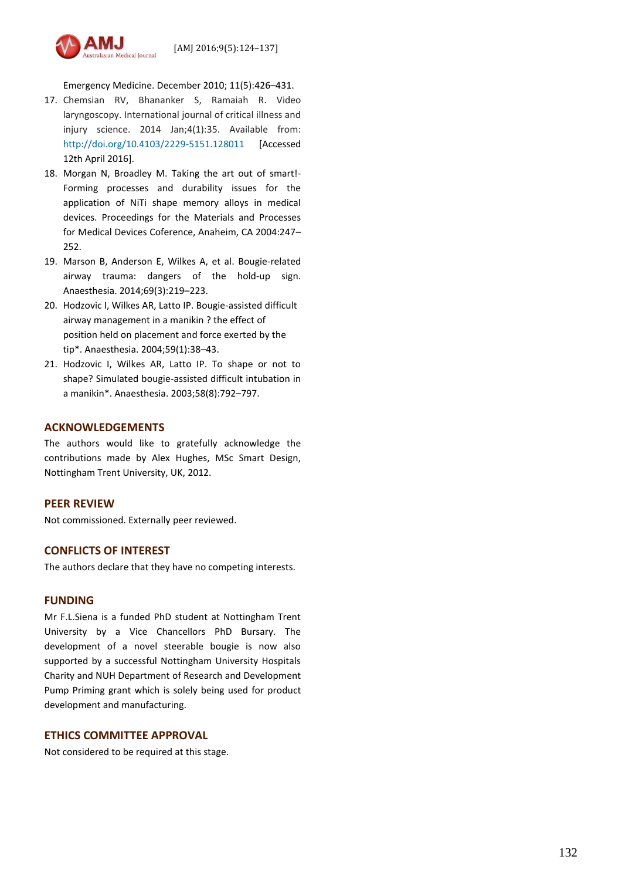Emergency Medicine. December 2010; 11(5):426–431.

17. Chemsian RV, Bhananker S, Ramaiah R. Video laryngoscopy. International journal of critical illness and injury science. 2014 Jan;4(1):35. Available from: http://doi.org/10.4103/2229-5151.128011 [Accessed 12th April 2016].
18. Morgan N, Broadley M. Taking the art out of smart!- Forming processes and durability issues for the application of NiTi shape memory alloys in medical devices. Proceedings for the Materials and Processes for Medical Devices Coference, Anaheim, CA 2004:247–252.
19. Marson B, Anderson E, Wilkes A, et al. Bougie-related airway trauma: dangers of the hold-up sign. Anaesthesia. 2014;69(3):219–223.
20. Hodzovic I, Wilkes AR, Latto IP. Bougie-assisted difficult airway management in a manikin ? the effect of position held on placement and force exerted by the tip*. Anaesthesia. 2004;59(1):38–43.
21. Hodzovic I, Wilkes AR, Latto IP. To shape or not to shape? Simulated bougie-assisted difficult intubation in a manikin*. Anaesthesia. 2003;58(8):792–797.

## ACKNOWLEDGEMENTS

The authors would like to gratefully acknowledge the contributions made by Alex Hughes, MSc Smart Design, Nottingham Trent University, UK, 2012.

## PEER REVIEW

Not commissioned. Externally peer reviewed.

## CONFLICTS OF INTEREST

The authors declare that they have no competing interests.

## FUNDING

Mr F.L.Siena is a funded PhD student at Nottingham Trent University by a Vice Chancellors PhD Bursary. The development of a novel steerable bougie is now also supported by a successful Nottingham University Hospitals Charity and NUH Department of Research and Development Pump Priming grant which is solely being used for product development and manufacturing.

## ETHICS COMMITTEE APPROVAL

Not considered to be required at this stage.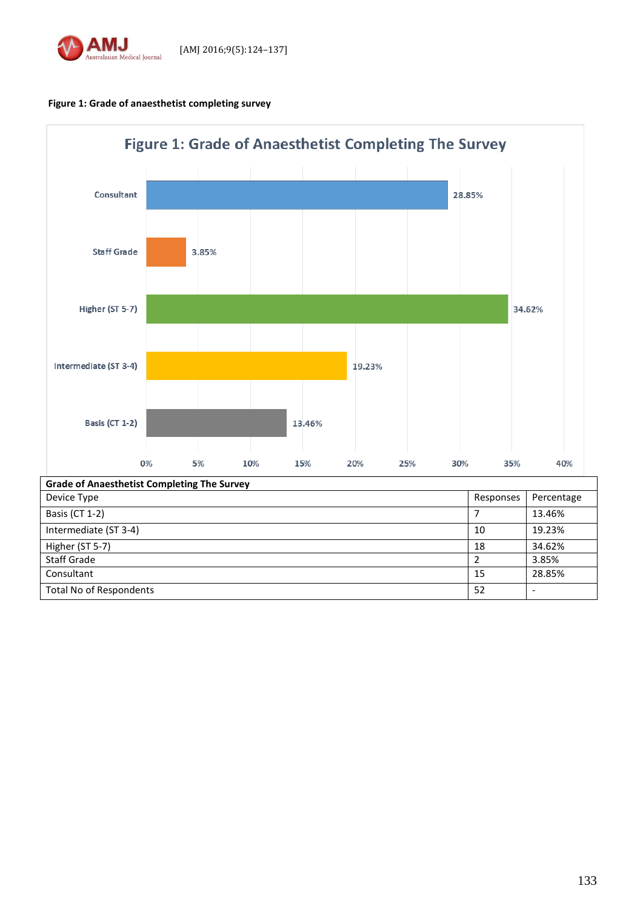**Figure 1: Grade of anaesthetist completing survey**

| Grade of Anaesthetist Completing The Survey | | |
|---|---|---|
| Device Type | Responses | Percentage |
| Basis (CT 1-2) | 7 | 13.46% |
| Intermediate (ST 3-4) | 10 | 19.23% |
| Higher (ST 5-7) | 18 | 34.62% |
| Staff Grade | 2 | 3.85% |
| Consultant | 15 | 28.85% |
| Total No of Respondents | 52 | - |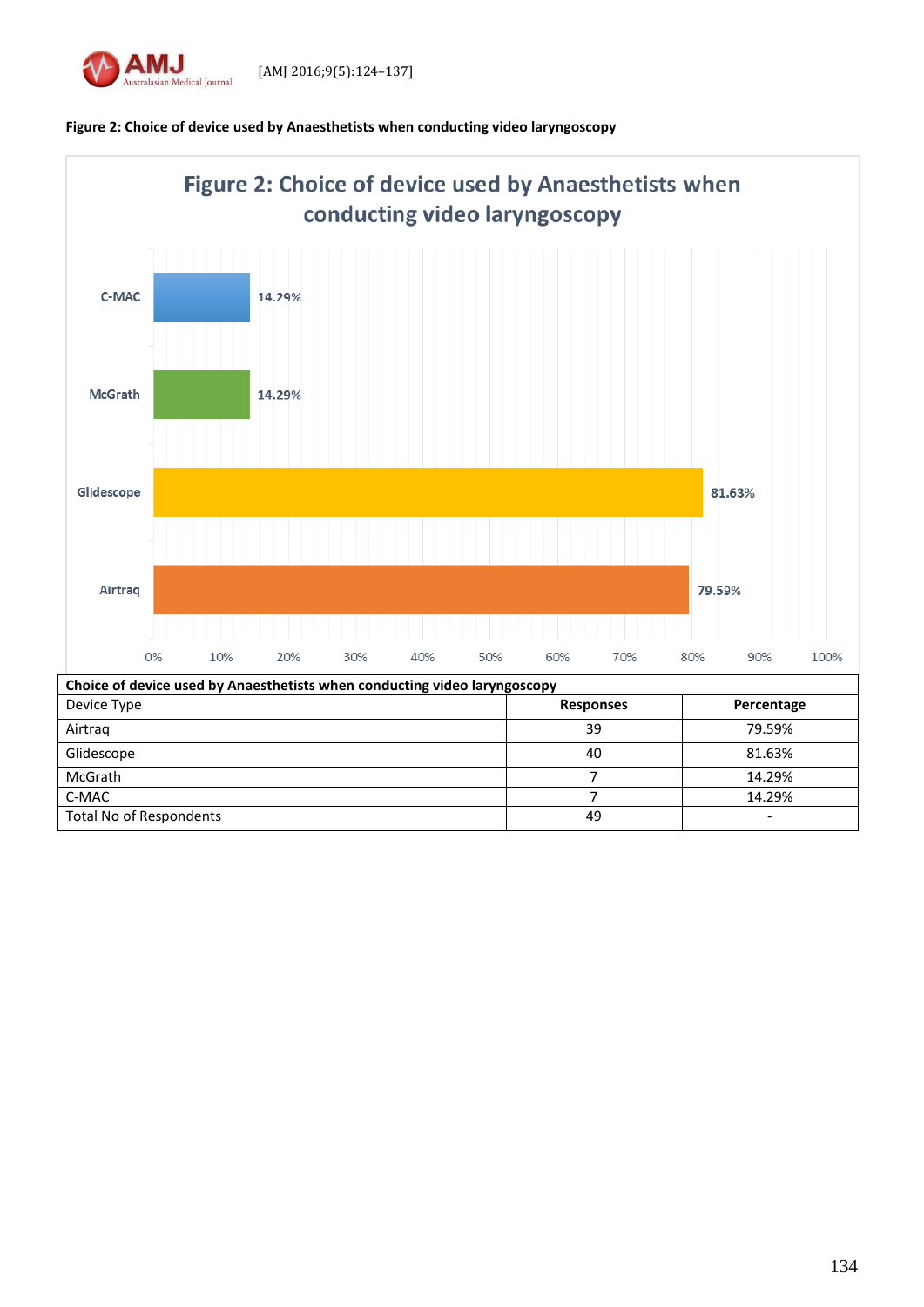**Figure 2: Choice of device used by Anaesthetists when conducting video laryngoscopy**

| Choice of device used by Anaesthetists when conducting video laryngoscopy | | |
|---|---|---|
| Device Type | **Responses** | **Percentage** |
| Airtraq | 39 | 79.59% |
| Glidescope | 40 | 81.63% |
| McGrath | 7 | 14.29% |
| C-MAC | 7 | 14.29% |
| Total No of Respondents | 49 | - |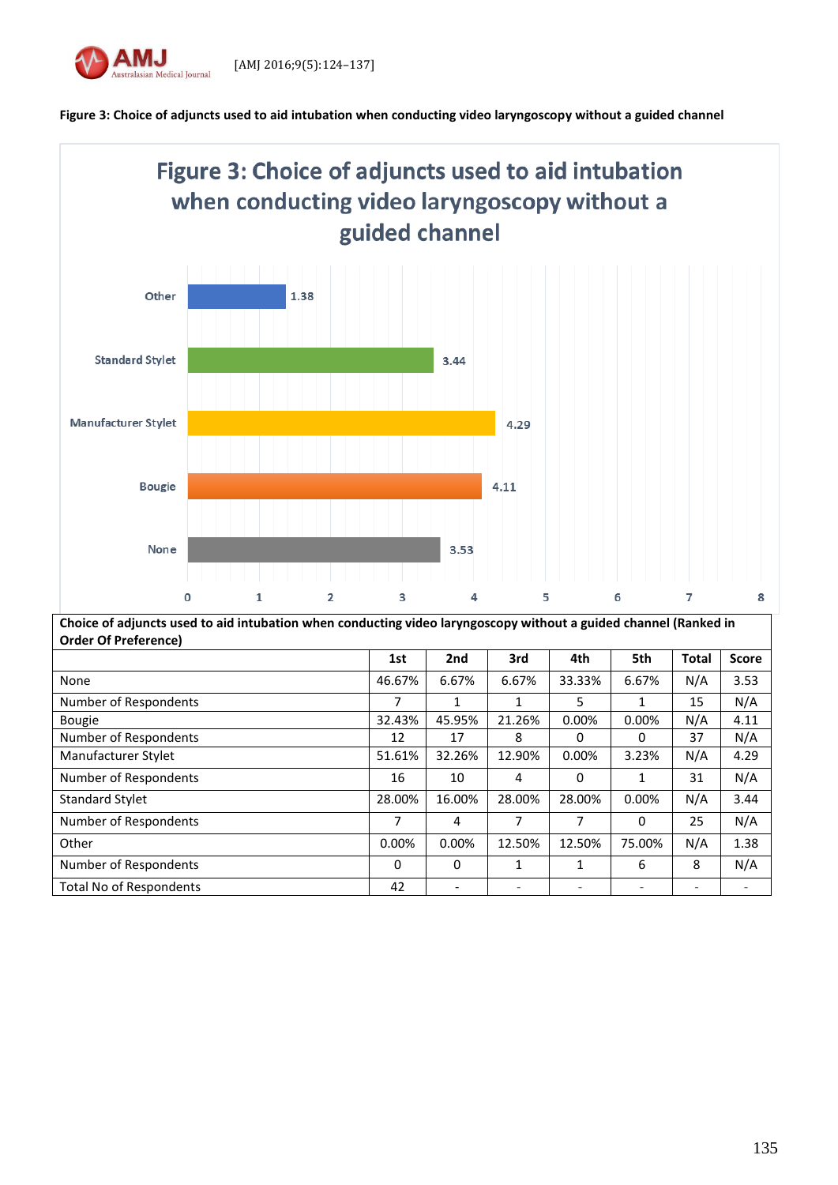**Figure 3: Choice of adjuncts used to aid intubation when conducting video laryngoscopy without a guided channel**

| Choice of adjuncts used to aid intubation when conducting video laryngoscopy without a guided channel (Ranked in Order Of Preference) | | | | | | | |
|---|---|---|---|---|---|---|---|
| | 1st | 2nd | 3rd | 4th | 5th | Total | Score |
| None | 46.67% | 6.67% | 6.67% | 33.33% | 6.67% | N/A | 3.53 |
| Number of Respondents | 7 | 1 | 1 | 5 | 1 | 15 | N/A |
| Bougie | 32.43% | 45.95% | 21.26% | 0.00% | 0.00% | N/A | 4.11 |
| Number of Respondents | 12 | 17 | 8 | 0 | 0 | 37 | N/A |
| Manufacturer Stylet | 51.61% | 32.26% | 12.90% | 0.00% | 3.23% | N/A | 4.29 |
| Number of Respondents | 16 | 10 | 4 | 0 | 1 | 31 | N/A |
| Standard Stylet | 28.00% | 16.00% | 28.00% | 28.00% | 0.00% | N/A | 3.44 |
| Number of Respondents | 7 | 4 | 7 | 7 | 0 | 25 | N/A |
| Other | 0.00% | 0.00% | 12.50% | 12.50% | 75.00% | N/A | 1.38 |
| Number of Respondents | 0 | 0 | 1 | 1 | 6 | 8 | N/A |
| Total No of Respondents | 42 | - | - | - | - | - | - |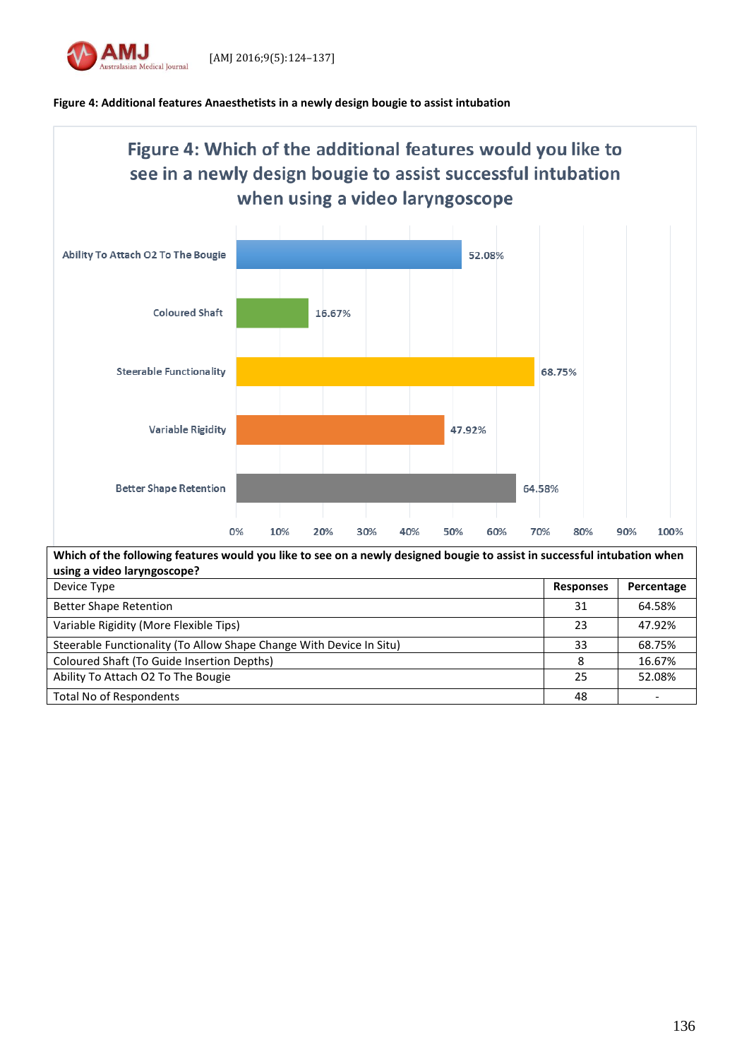**Figure 4: Additional features Anaesthetists in a newly design bougie to assist intubation**

| Which of the following features would you like to see on a newly designed bougie to assist in successful intubation when using a video laryngoscope? | | |
|---|---|---|
| Device Type | **Responses** | **Percentage** |
| Better Shape Retention | 31 | 64.58% |
| Variable Rigidity (More Flexible Tips) | 23 | 47.92% |
| Steerable Functionality (To Allow Shape Change With Device In Situ) | 33 | 68.75% |
| Coloured Shaft (To Guide Insertion Depths) | 8 | 16.67% |
| Ability To Attach O2 To The Bougie | 25 | 52.08% |
| Total No of Respondents | 48 | - |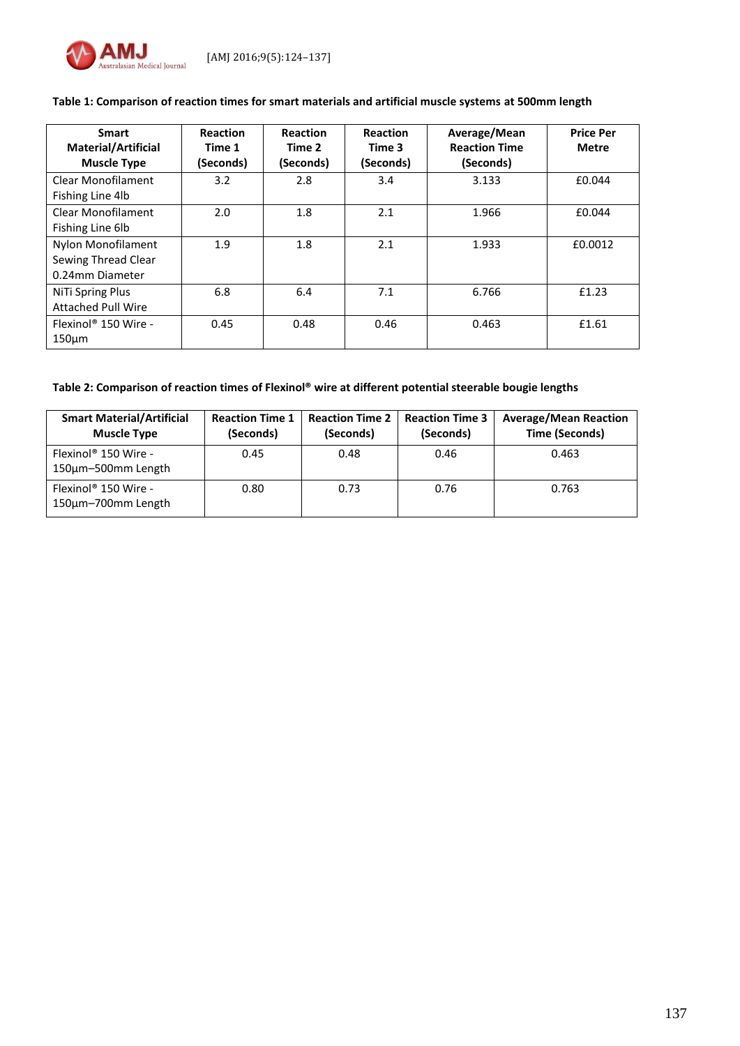**Table 1: Comparison of reaction times for smart materials and artificial muscle systems at 500mm length**

| Smart Material/Artificial Muscle Type | Reaction Time 1 (Seconds) | Reaction Time 2 (Seconds) | Reaction Time 3 (Seconds) | Average/Mean Reaction Time (Seconds) | Price Per Metre |
|---|---|---|---|---|---|
| Clear Monofilament Fishing Line 4lb | 3.2 | 2.8 | 3.4 | 3.133 | £0.044 |
| Clear Monofilament Fishing Line 6lb | 2.0 | 1.8 | 2.1 | 1.966 | £0.044 |
| Nylon Monofilament Sewing Thread Clear 0.24mm Diameter | 1.9 | 1.8 | 2.1 | 1.933 | £0.0012 |
| NiTi Spring Plus Attached Pull Wire | 6.8 | 6.4 | 7.1 | 6.766 | £1.23 |
| Flexinol® 150 Wire - 150µm | 0.45 | 0.48 | 0.46 | 0.463 | £1.61 |

**Table 2: Comparison of reaction times of Flexinol® wire at different potential steerable bougie lengths**

| Smart Material/Artificial Muscle Type | Reaction Time 1 (Seconds) | Reaction Time 2 (Seconds) | Reaction Time 3 (Seconds) | Average/Mean Reaction Time (Seconds) |
|---|---|---|---|---|
| Flexinol® 150 Wire - 150µm–500mm Length | 0.45 | 0.48 | 0.46 | 0.463 |
| Flexinol® 150 Wire - 150µm–700mm Length | 0.80 | 0.73 | 0.76 | 0.763 |